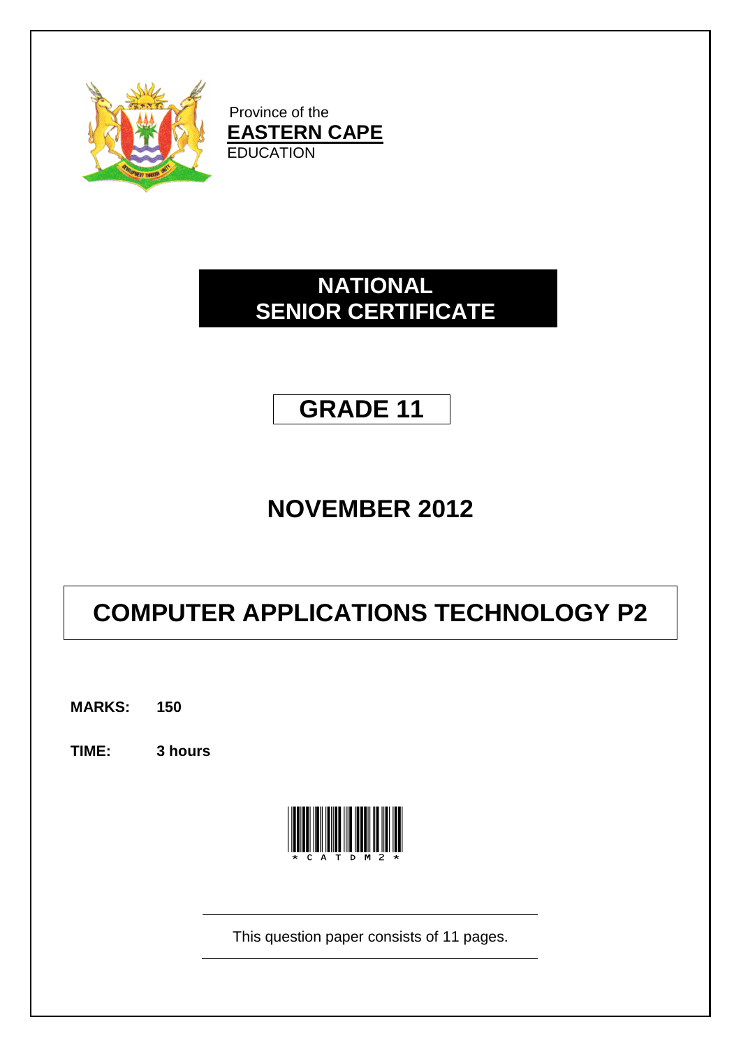Province of the

**EASTERN CAPE**

EDUCATION

# NATIONAL SENIOR CERTIFICATE

# GRADE 11

# NOVEMBER 2012

# COMPUTER APPLICATIONS TECHNOLOGY P2

**MARKS:** **150**

**TIME:** **3 hours**

* C A T D M 2 *

This question paper consists of 11 pages.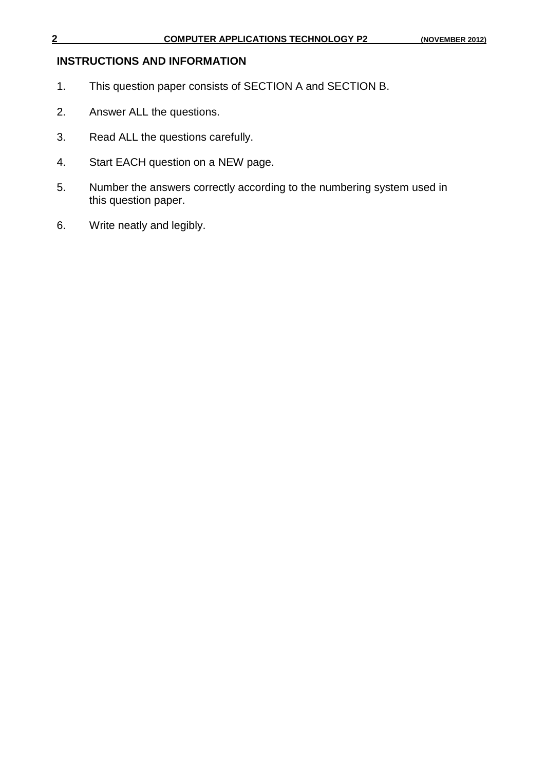## INSTRUCTIONS AND INFORMATION

1. This question paper consists of SECTION A and SECTION B.
2. Answer ALL the questions.
3. Read ALL the questions carefully.
4. Start EACH question on a NEW page.
5. Number the answers correctly according to the numbering system used in this question paper.
6. Write neatly and legibly.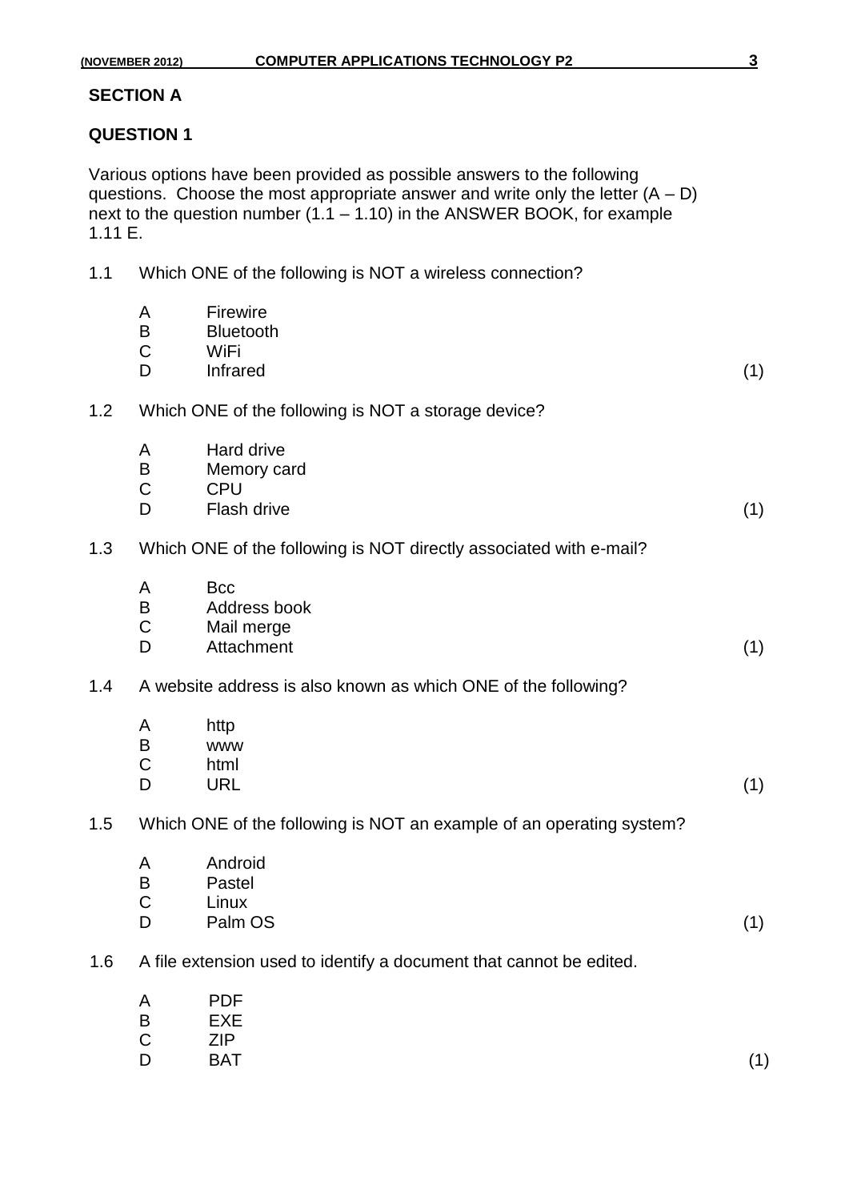## SECTION A

## QUESTION 1

Various options have been provided as possible answers to the following questions. Choose the most appropriate answer and write only the letter (A – D) next to the question number (1.1 – 1.10) in the ANSWER BOOK, for example 1.11 E.

1.1 Which ONE of the following is NOT a wireless connection?

- A Firewire
- B Bluetooth
- C WiFi
- D Infrared

(1)

1.2 Which ONE of the following is NOT a storage device?

- A Hard drive
- B Memory card
- C CPU
- D Flash drive

(1)

1.3 Which ONE of the following is NOT directly associated with e-mail?

- A Bcc
- B Address book
- C Mail merge
- D Attachment

(1)

1.4 A website address is also known as which ONE of the following?

- A http
- B www
- C html
- D URL

(1)

1.5 Which ONE of the following is NOT an example of an operating system?

- A Android
- B Pastel
- C Linux
- D Palm OS

(1)

1.6 A file extension used to identify a document that cannot be edited.

- A PDF
- B EXE
- C ZIP
- D BAT

(1)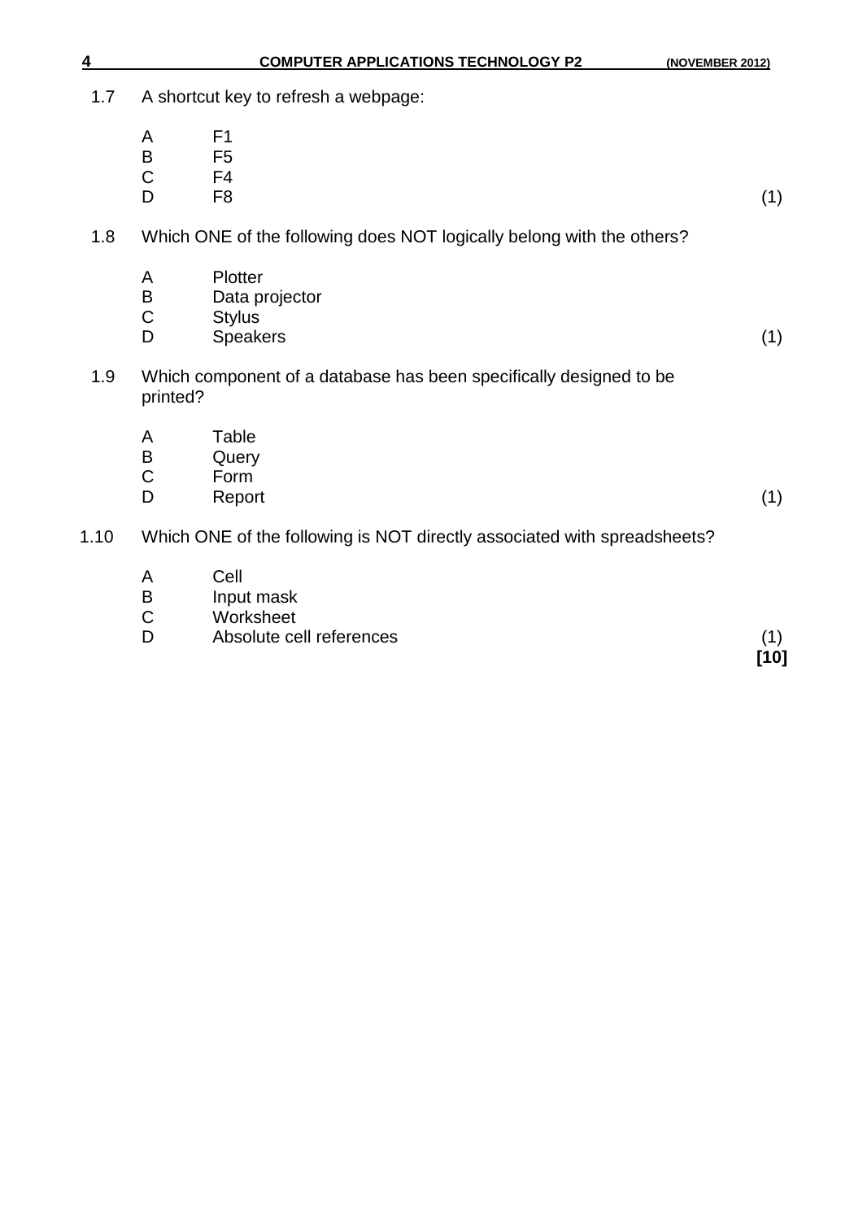1.7 A shortcut key to refresh a webpage:

- A F1
- B F5
- C F4
- D F8 (1)

1.8 Which ONE of the following does NOT logically belong with the others?

- A Plotter
- B Data projector
- C Stylus
- D Speakers (1)

1.9 Which component of a database has been specifically designed to be printed?

- A Table
- B Query
- C Form
- D Report (1)

1.10 Which ONE of the following is NOT directly associated with spreadsheets?

- A Cell
- B Input mask
- C Worksheet
- D Absolute cell references (1)

**[10]**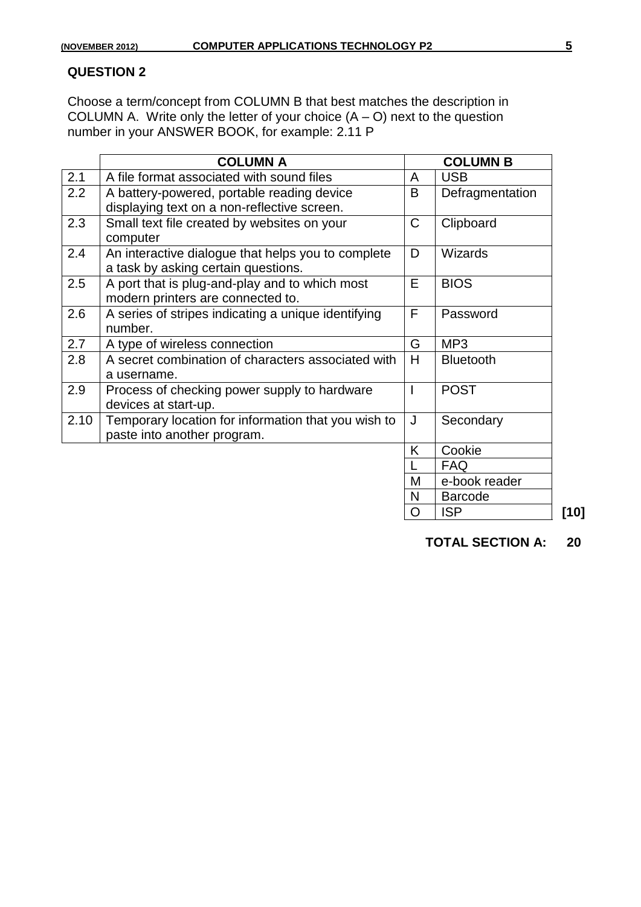## QUESTION 2

Choose a term/concept from COLUMN B that best matches the description in COLUMN A. Write only the letter of your choice (A – O) next to the question number in your ANSWER BOOK, for example: 2.11 P

| | COLUMN A | | COLUMN B |
|---|---|---|---|
| 2.1 | A file format associated with sound files | A | USB |
| 2.2 | A battery-powered, portable reading device displaying text on a non-reflective screen. | B | Defragmentation |
| 2.3 | Small text file created by websites on your computer | C | Clipboard |
| 2.4 | An interactive dialogue that helps you to complete a task by asking certain questions. | D | Wizards |
| 2.5 | A port that is plug-and-play and to which most modern printers are connected to. | E | BIOS |
| 2.6 | A series of stripes indicating a unique identifying number. | F | Password |
| 2.7 | A type of wireless connection | G | MP3 |
| 2.8 | A secret combination of characters associated with a username. | H | Bluetooth |
| 2.9 | Process of checking power supply to hardware devices at start-up. | I | POST |
| 2.10 | Temporary location for information that you wish to paste into another program. | J | Secondary |
| | | K | Cookie |
| | | L | FAQ |
| | | M | e-book reader |
| | | N | Barcode |
| | | O | ISP |

**[10]**

**TOTAL SECTION A: 20**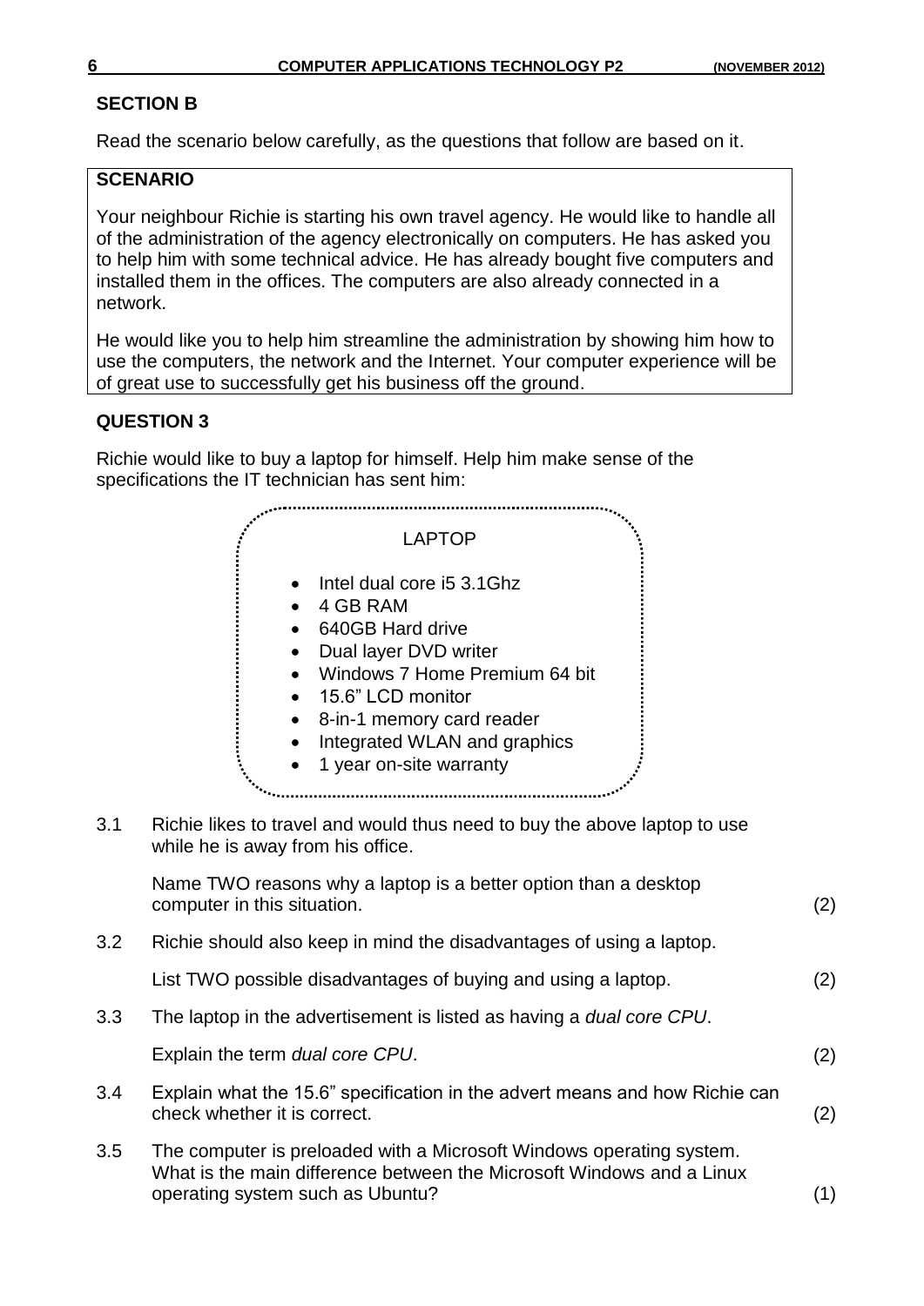## SECTION B

Read the scenario below carefully, as the questions that follow are based on it.

> **SCENARIO**
>
> Your neighbour Richie is starting his own travel agency. He would like to handle all of the administration of the agency electronically on computers. He has asked you to help him with some technical advice. He has already bought five computers and installed them in the offices. The computers are also already connected in a network.
>
> He would like you to help him streamline the administration by showing him how to use the computers, the network and the Internet. Your computer experience will be of great use to successfully get his business off the ground.

## QUESTION 3

Richie would like to buy a laptop for himself. Help him make sense of the specifications the IT technician has sent him:

> LAPTOP
>
> - Intel dual core i5 3.1Ghz
> - 4 GB RAM
> - 640GB Hard drive
> - Dual layer DVD writer
> - Windows 7 Home Premium 64 bit
> - 15.6" LCD monitor
> - 8-in-1 memory card reader
> - Integrated WLAN and graphics
> - 1 year on-site warranty

3.1 Richie likes to travel and would thus need to buy the above laptop to use while he is away from his office.

Name TWO reasons why a laptop is a better option than a desktop computer in this situation. (2)

3.2 Richie should also keep in mind the disadvantages of using a laptop.

List TWO possible disadvantages of buying and using a laptop. (2)

3.3 The laptop in the advertisement is listed as having a *dual core CPU*.

Explain the term *dual core CPU*. (2)

3.4 Explain what the 15.6" specification in the advert means and how Richie can check whether it is correct. (2)

3.5 The computer is preloaded with a Microsoft Windows operating system. What is the main difference between the Microsoft Windows and a Linux operating system such as Ubuntu? (1)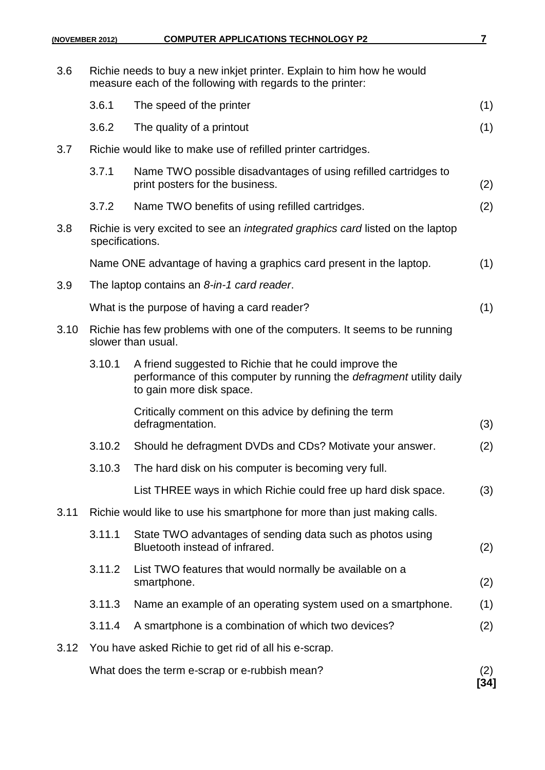3.6 Richie needs to buy a new inkjet printer. Explain to him how he would measure each of the following with regards to the printer:

3.6.1 The speed of the printer (1)

3.6.2 The quality of a printout (1)

3.7 Richie would like to make use of refilled printer cartridges.

3.7.1 Name TWO possible disadvantages of using refilled cartridges to print posters for the business. (2)

3.7.2 Name TWO benefits of using refilled cartridges. (2)

3.8 Richie is very excited to see an *integrated graphics card* listed on the laptop specifications.

Name ONE advantage of having a graphics card present in the laptop. (1)

3.9 The laptop contains an *8-in-1 card reader*.

What is the purpose of having a card reader? (1)

3.10 Richie has few problems with one of the computers. It seems to be running slower than usual.

3.10.1 A friend suggested to Richie that he could improve the performance of this computer by running the *defragment* utility daily to gain more disk space.

Critically comment on this advice by defining the term defragmentation. (3)

3.10.2 Should he defragment DVDs and CDs? Motivate your answer. (2)

3.10.3 The hard disk on his computer is becoming very full.

List THREE ways in which Richie could free up hard disk space. (3)

3.11 Richie would like to use his smartphone for more than just making calls.

3.11.1 State TWO advantages of sending data such as photos using Bluetooth instead of infrared. (2)

3.11.2 List TWO features that would normally be available on a smartphone. (2)

3.11.3 Name an example of an operating system used on a smartphone. (1)

3.11.4 A smartphone is a combination of which two devices? (2)

3.12 You have asked Richie to get rid of all his e-scrap.

What does the term e-scrap or e-rubbish mean? (2)

**[34]**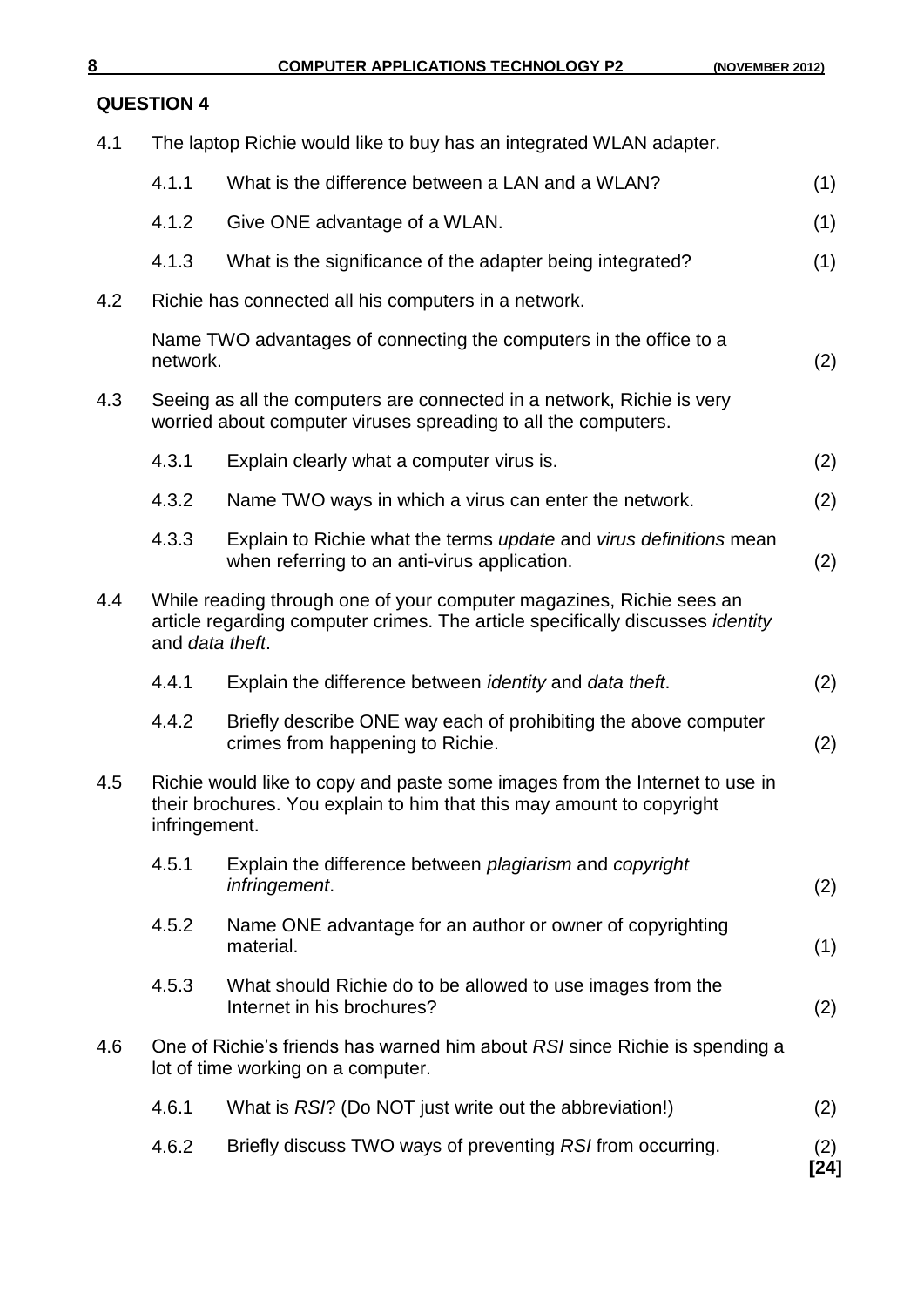## QUESTION 4

4.1 The laptop Richie would like to buy has an integrated WLAN adapter.

- 4.1.1 What is the difference between a LAN and a WLAN? (1)
- 4.1.2 Give ONE advantage of a WLAN. (1)
- 4.1.3 What is the significance of the adapter being integrated? (1)

4.2 Richie has connected all his computers in a network.

Name TWO advantages of connecting the computers in the office to a network. (2)

4.3 Seeing as all the computers are connected in a network, Richie is very worried about computer viruses spreading to all the computers.

- 4.3.1 Explain clearly what a computer virus is. (2)
- 4.3.2 Name TWO ways in which a virus can enter the network. (2)
- 4.3.3 Explain to Richie what the terms *update* and *virus definitions* mean when referring to an anti-virus application. (2)

4.4 While reading through one of your computer magazines, Richie sees an article regarding computer crimes. The article specifically discusses *identity* and *data theft*.

- 4.4.1 Explain the difference between *identity* and *data theft*. (2)
- 4.4.2 Briefly describe ONE way each of prohibiting the above computer crimes from happening to Richie. (2)

4.5 Richie would like to copy and paste some images from the Internet to use in their brochures. You explain to him that this may amount to copyright infringement.

- 4.5.1 Explain the difference between *plagiarism* and *copyright infringement*. (2)
- 4.5.2 Name ONE advantage for an author or owner of copyrighting material. (1)
- 4.5.3 What should Richie do to be allowed to use images from the Internet in his brochures? (2)

4.6 One of Richie's friends has warned him about *RSI* since Richie is spending a lot of time working on a computer.

- 4.6.1 What is *RSI*? (Do NOT just write out the abbreviation!) (2)
- 4.6.2 Briefly discuss TWO ways of preventing *RSI* from occurring. (2)

**[24]**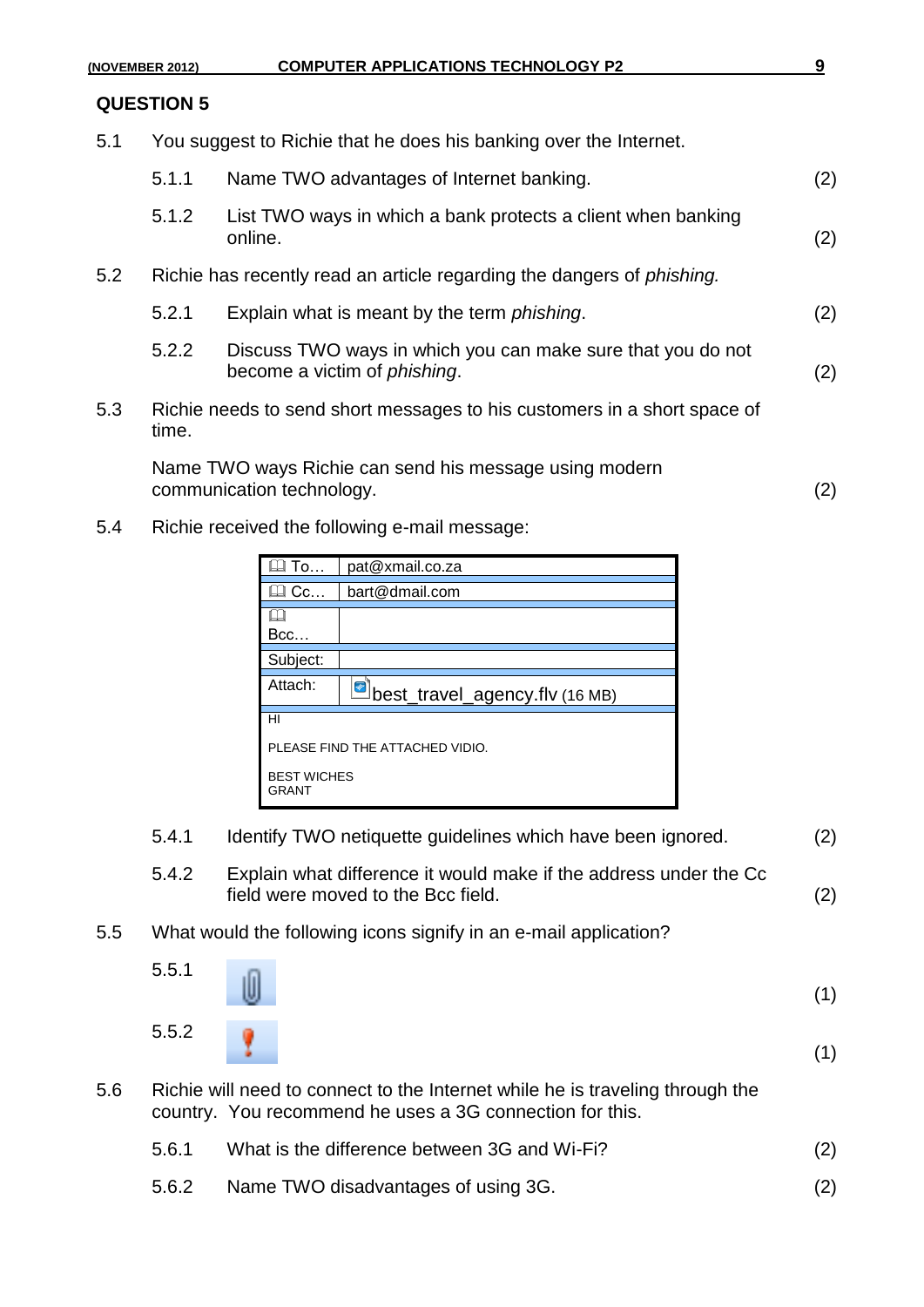## QUESTION 5

5.1 You suggest to Richie that he does his banking over the Internet.

5.1.1 Name TWO advantages of Internet banking. (2)

5.1.2 List TWO ways in which a bank protects a client when banking online. (2)

5.2 Richie has recently read an article regarding the dangers of *phishing.*

5.2.1 Explain what is meant by the term *phishing*. (2)

5.2.2 Discuss TWO ways in which you can make sure that you do not become a victim of *phishing*. (2)

5.3 Richie needs to send short messages to his customers in a short space of time.

Name TWO ways Richie can send his message using modern communication technology. (2)

5.4 Richie received the following e-mail message:

| | |
|---|---|
| To… | pat@xmail.co.za |
| Cc… | bart@dmail.com |
| Bcc… | |
| Subject: | |
| Attach: | best_travel_agency.flv (16 MB) |

HI

PLEASE FIND THE ATTACHED VIDIO.

BEST WICHES
GRANT

5.4.1 Identify TWO netiquette guidelines which have been ignored. (2)

5.4.2 Explain what difference it would make if the address under the Cc field were moved to the Bcc field. (2)

5.5 What would the following icons signify in an e-mail application?

5.5.1 (1)

5.5.2 (1)

5.6 Richie will need to connect to the Internet while he is traveling through the country. You recommend he uses a 3G connection for this.

5.6.1 What is the difference between 3G and Wi-Fi? (2)

5.6.2 Name TWO disadvantages of using 3G. (2)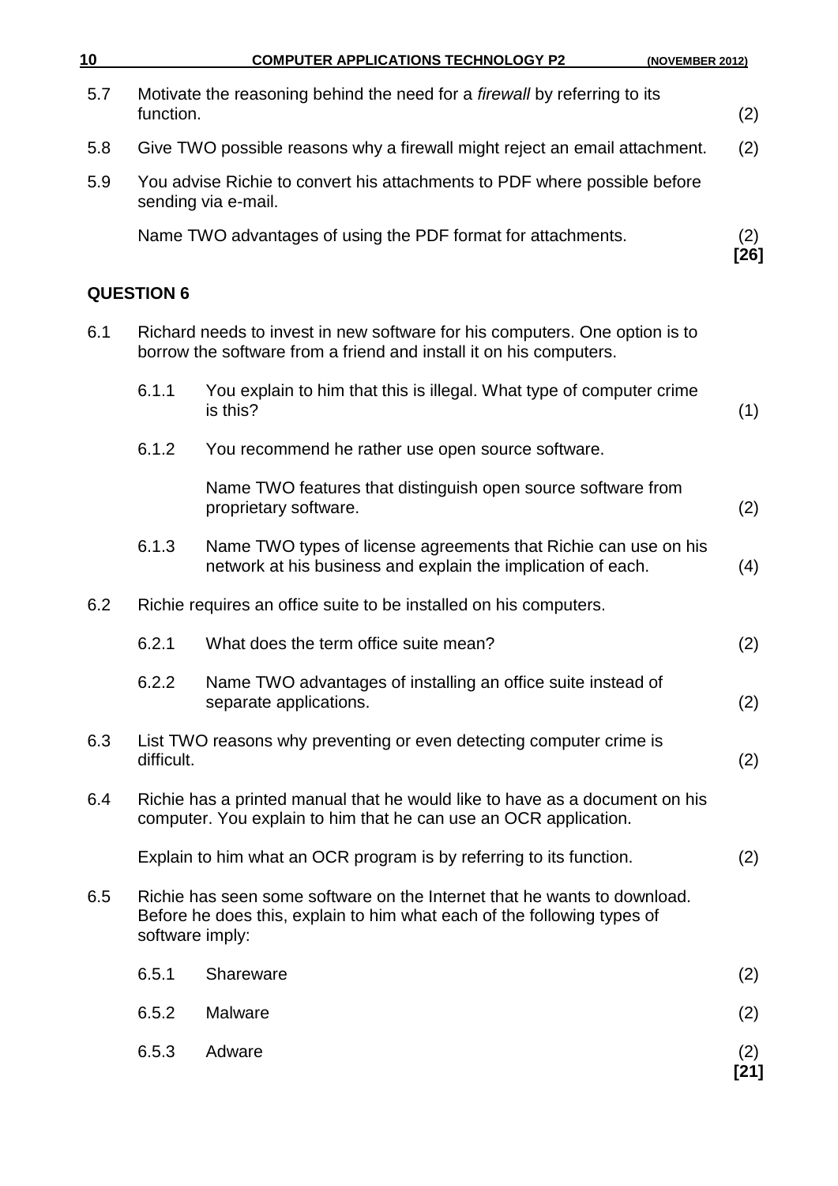5.7 Motivate the reasoning behind the need for a *firewall* by referring to its function. (2)

5.8 Give TWO possible reasons why a firewall might reject an email attachment. (2)

5.9 You advise Richie to convert his attachments to PDF where possible before sending via e-mail.

Name TWO advantages of using the PDF format for attachments. (2)
**[26]**

## QUESTION 6

6.1 Richard needs to invest in new software for his computers. One option is to borrow the software from a friend and install it on his computers.

6.1.1 You explain to him that this is illegal. What type of computer crime is this? (1)

6.1.2 You recommend he rather use open source software.

Name TWO features that distinguish open source software from proprietary software. (2)

6.1.3 Name TWO types of license agreements that Richie can use on his network at his business and explain the implication of each. (4)

6.2 Richie requires an office suite to be installed on his computers.

6.2.1 What does the term office suite mean? (2)

6.2.2 Name TWO advantages of installing an office suite instead of separate applications. (2)

6.3 List TWO reasons why preventing or even detecting computer crime is difficult. (2)

6.4 Richie has a printed manual that he would like to have as a document on his computer. You explain to him that he can use an OCR application.

Explain to him what an OCR program is by referring to its function. (2)

6.5 Richie has seen some software on the Internet that he wants to download. Before he does this, explain to him what each of the following types of software imply:

6.5.1 Shareware (2)

6.5.2 Malware (2)

6.5.3 Adware (2)
**[21]**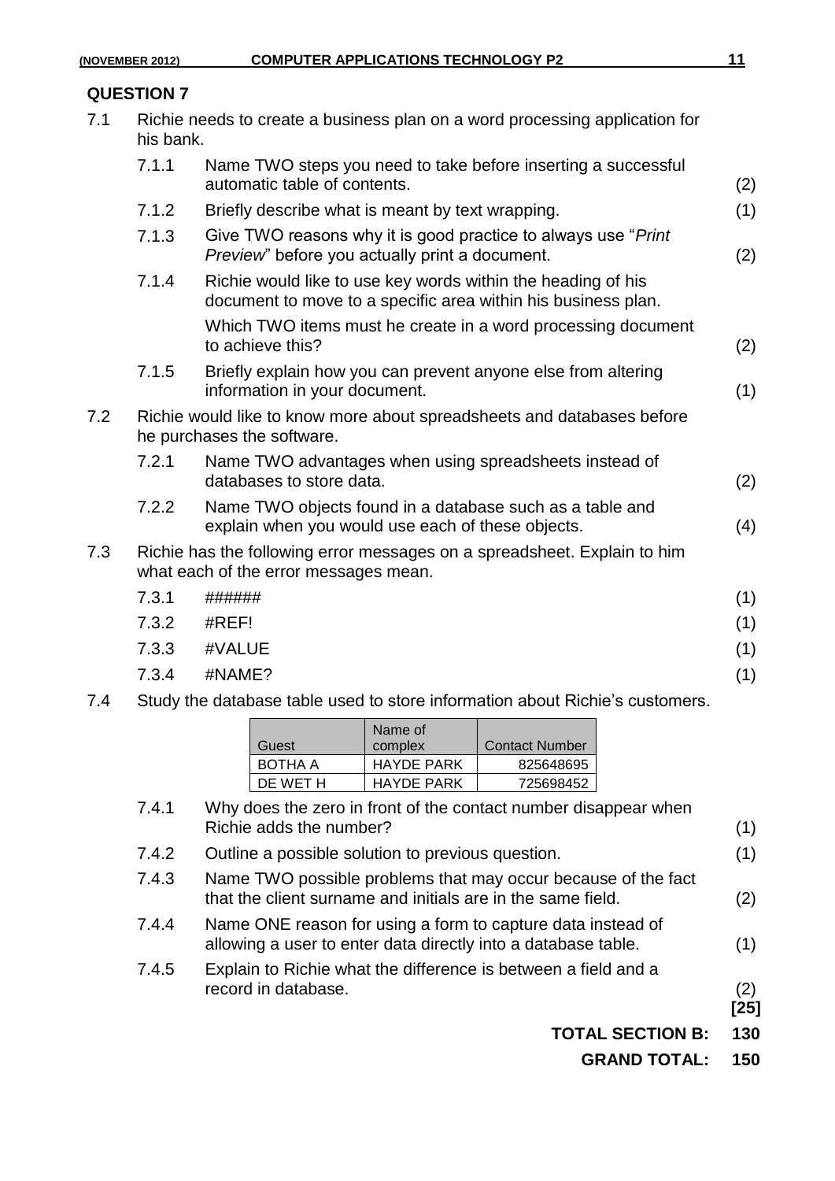## QUESTION 7

7.1 Richie needs to create a business plan on a word processing application for his bank.

7.1.1 Name TWO steps you need to take before inserting a successful automatic table of contents. (2)

7.1.2 Briefly describe what is meant by text wrapping. (1)

7.1.3 Give TWO reasons why it is good practice to always use "*Print Preview*" before you actually print a document. (2)

7.1.4 Richie would like to use key words within the heading of his document to move to a specific area within his business plan.

Which TWO items must he create in a word processing document to achieve this? (2)

7.1.5 Briefly explain how you can prevent anyone else from altering information in your document. (1)

7.2 Richie would like to know more about spreadsheets and databases before he purchases the software.

7.2.1 Name TWO advantages when using spreadsheets instead of databases to store data. (2)

7.2.2 Name TWO objects found in a database such as a table and explain when you would use each of these objects. (4)

7.3 Richie has the following error messages on a spreadsheet. Explain to him what each of the error messages mean.

7.3.1 ###### (1)

7.3.2 #REF! (1)

7.3.3 #VALUE (1)

7.3.4 #NAME? (1)

7.4 Study the database table used to store information about Richie's customers.

| Guest | Name of complex | Contact Number |
|---|---|---|
| BOTHA A | HAYDE PARK | 825648695 |
| DE WET H | HAYDE PARK | 725698452 |

7.4.1 Why does the zero in front of the contact number disappear when Richie adds the number? (1)

7.4.2 Outline a possible solution to previous question. (1)

7.4.3 Name TWO possible problems that may occur because of the fact that the client surname and initials are in the same field. (2)

7.4.4 Name ONE reason for using a form to capture data instead of allowing a user to enter data directly into a database table. (1)

7.4.5 Explain to Richie what the difference is between a field and a record in database. (2)

**[25]**

**TOTAL SECTION B: 130**

**GRAND TOTAL: 150**